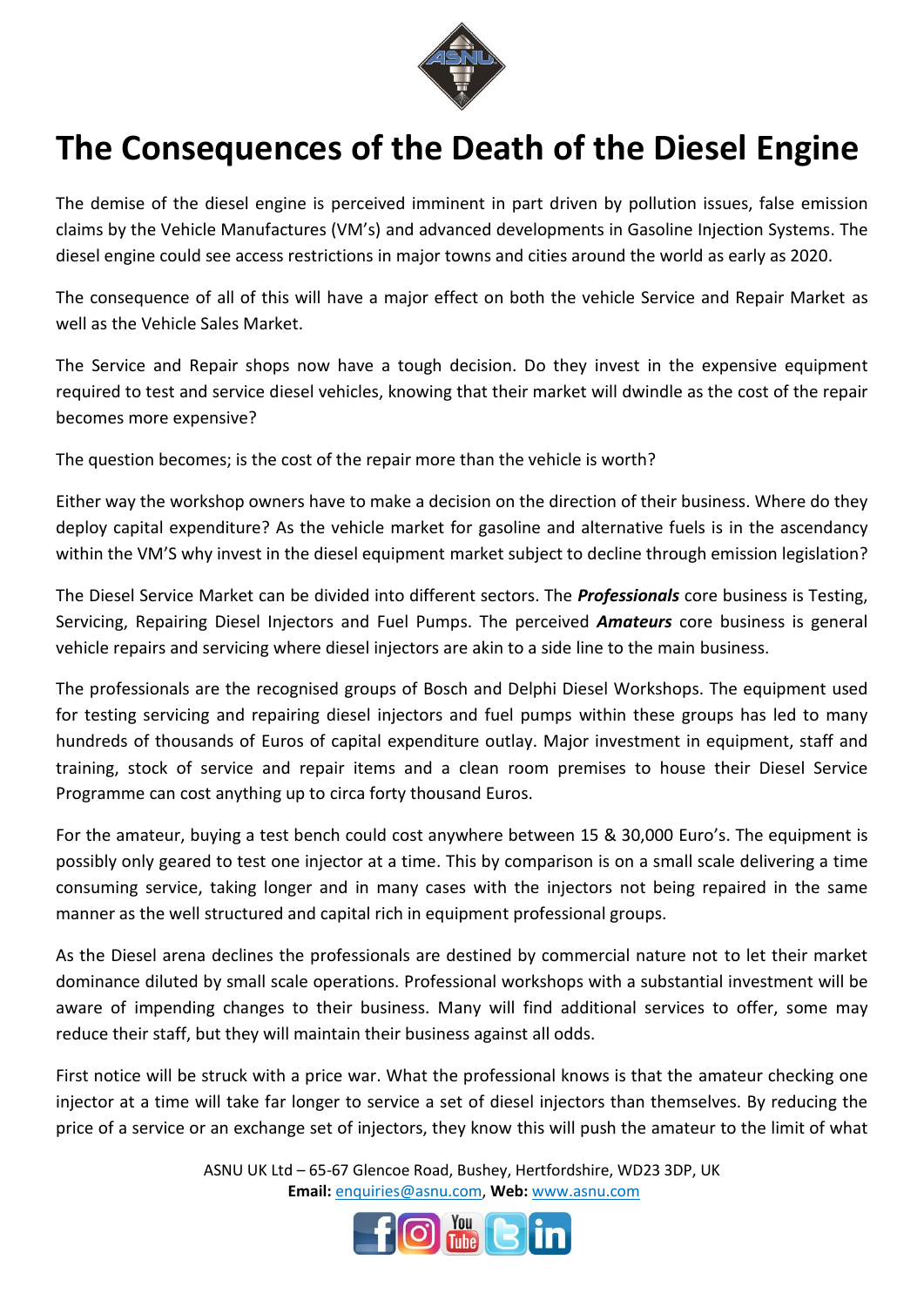# The Consequences of the Death of the Diesel Engine

The demise of the diesel engine is perceived imminent in part driven by pollution issues, false emission claims by the Vehicle Manufactures (VM's) and advanced developments in Gasoline Injection Systems. The diesel engine could see access restrictions in major towns and cities around the world as early as 2020.

The consequence of all of this will have a major effect on both the vehicle Service and Repair Market as well as the Vehicle Sales Market.

The Service and Repair shops now have a tough decision. Do they invest in the expensive equipment required to test and service diesel vehicles, knowing that their market will dwindle as the cost of the repair becomes more expensive?

The question becomes; is the cost of the repair more than the vehicle is worth?

Either way the workshop owners have to make a decision on the direction of their business. Where do they deploy capital expenditure? As the vehicle market for gasoline and alternative fuels is in the ascendancy within the VM'S why invest in the diesel equipment market subject to decline through emission legislation?

The Diesel Service Market can be divided into different sectors. The ***Professionals*** core business is Testing, Servicing, Repairing Diesel Injectors and Fuel Pumps. The perceived ***Amateurs*** core business is general vehicle repairs and servicing where diesel injectors are akin to a side line to the main business.

The professionals are the recognised groups of Bosch and Delphi Diesel Workshops. The equipment used for testing servicing and repairing diesel injectors and fuel pumps within these groups has led to many hundreds of thousands of Euros of capital expenditure outlay. Major investment in equipment, staff and training, stock of service and repair items and a clean room premises to house their Diesel Service Programme can cost anything up to circa forty thousand Euros.

For the amateur, buying a test bench could cost anywhere between 15 & 30,000 Euro's. The equipment is possibly only geared to test one injector at a time. This by comparison is on a small scale delivering a time consuming service, taking longer and in many cases with the injectors not being repaired in the same manner as the well structured and capital rich in equipment professional groups.

As the Diesel arena declines the professionals are destined by commercial nature not to let their market dominance diluted by small scale operations. Professional workshops with a substantial investment will be aware of impending changes to their business. Many will find additional services to offer, some may reduce their staff, but they will maintain their business against all odds.

First notice will be struck with a price war. What the professional knows is that the amateur checking one injector at a time will take far longer to service a set of diesel injectors than themselves. By reducing the price of a service or an exchange set of injectors, they know this will push the amateur to the limit of what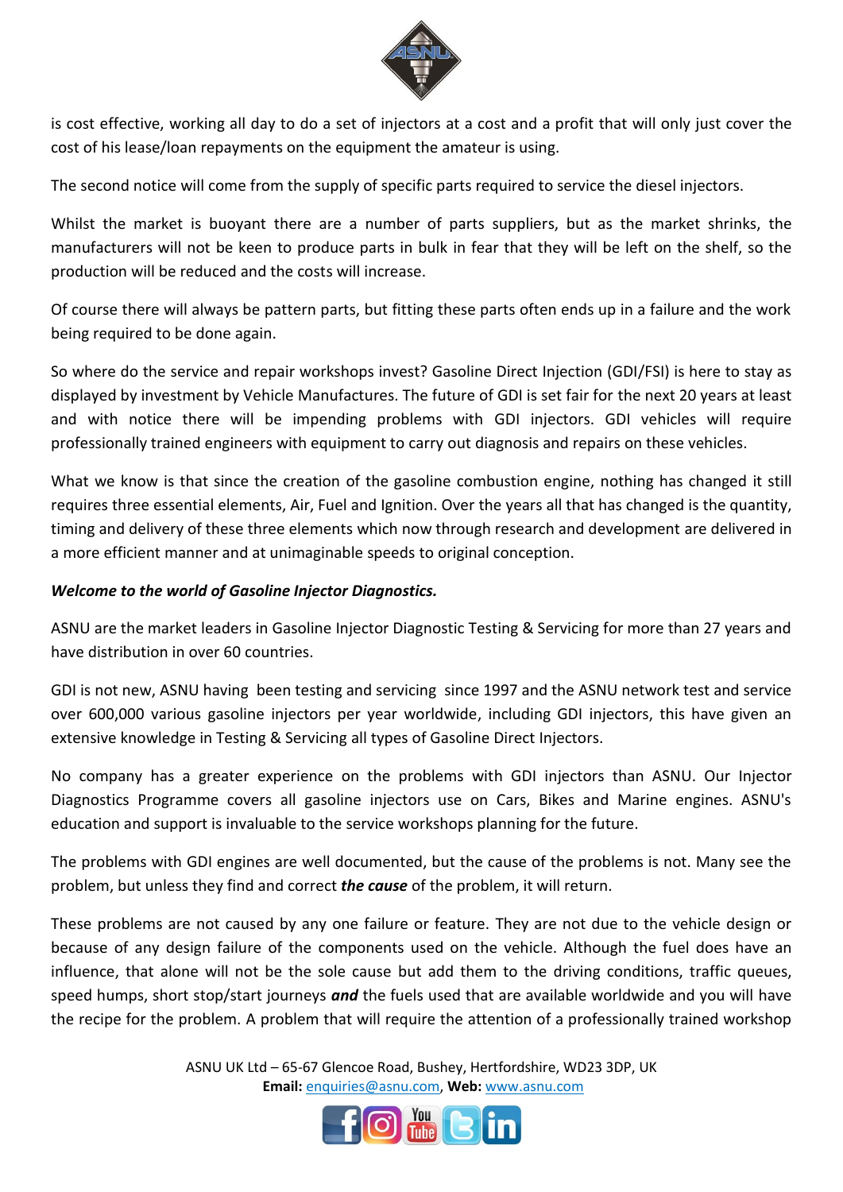is cost effective, working all day to do a set of injectors at a cost and a profit that will only just cover the cost of his lease/loan repayments on the equipment the amateur is using.

The second notice will come from the supply of specific parts required to service the diesel injectors.

Whilst the market is buoyant there are a number of parts suppliers, but as the market shrinks, the manufacturers will not be keen to produce parts in bulk in fear that they will be left on the shelf, so the production will be reduced and the costs will increase.

Of course there will always be pattern parts, but fitting these parts often ends up in a failure and the work being required to be done again.

So where do the service and repair workshops invest? Gasoline Direct Injection (GDI/FSI) is here to stay as displayed by investment by Vehicle Manufactures. The future of GDI is set fair for the next 20 years at least and with notice there will be impending problems with GDI injectors. GDI vehicles will require professionally trained engineers with equipment to carry out diagnosis and repairs on these vehicles.

What we know is that since the creation of the gasoline combustion engine, nothing has changed it still requires three essential elements, Air, Fuel and Ignition. Over the years all that has changed is the quantity, timing and delivery of these three elements which now through research and development are delivered in a more efficient manner and at unimaginable speeds to original conception.

***Welcome to the world of Gasoline Injector Diagnostics.***

ASNU are the market leaders in Gasoline Injector Diagnostic Testing & Servicing for more than 27 years and have distribution in over 60 countries.

GDI is not new, ASNU having been testing and servicing since 1997 and the ASNU network test and service over 600,000 various gasoline injectors per year worldwide, including GDI injectors, this have given an extensive knowledge in Testing & Servicing all types of Gasoline Direct Injectors.

No company has a greater experience on the problems with GDI injectors than ASNU. Our Injector Diagnostics Programme covers all gasoline injectors use on Cars, Bikes and Marine engines. ASNU's education and support is invaluable to the service workshops planning for the future.

The problems with GDI engines are well documented, but the cause of the problems is not. Many see the problem, but unless they find and correct ***the cause*** of the problem, it will return.

These problems are not caused by any one failure or feature. They are not due to the vehicle design or because of any design failure of the components used on the vehicle. Although the fuel does have an influence, that alone will not be the sole cause but add them to the driving conditions, traffic queues, speed humps, short stop/start journeys ***and*** the fuels used that are available worldwide and you will have the recipe for the problem. A problem that will require the attention of a professionally trained workshop

ASNU UK Ltd – 65-67 Glencoe Road, Bushey, Hertfordshire, WD23 3DP, UK
**Email:** enquiries@asnu.com, **Web:** www.asnu.com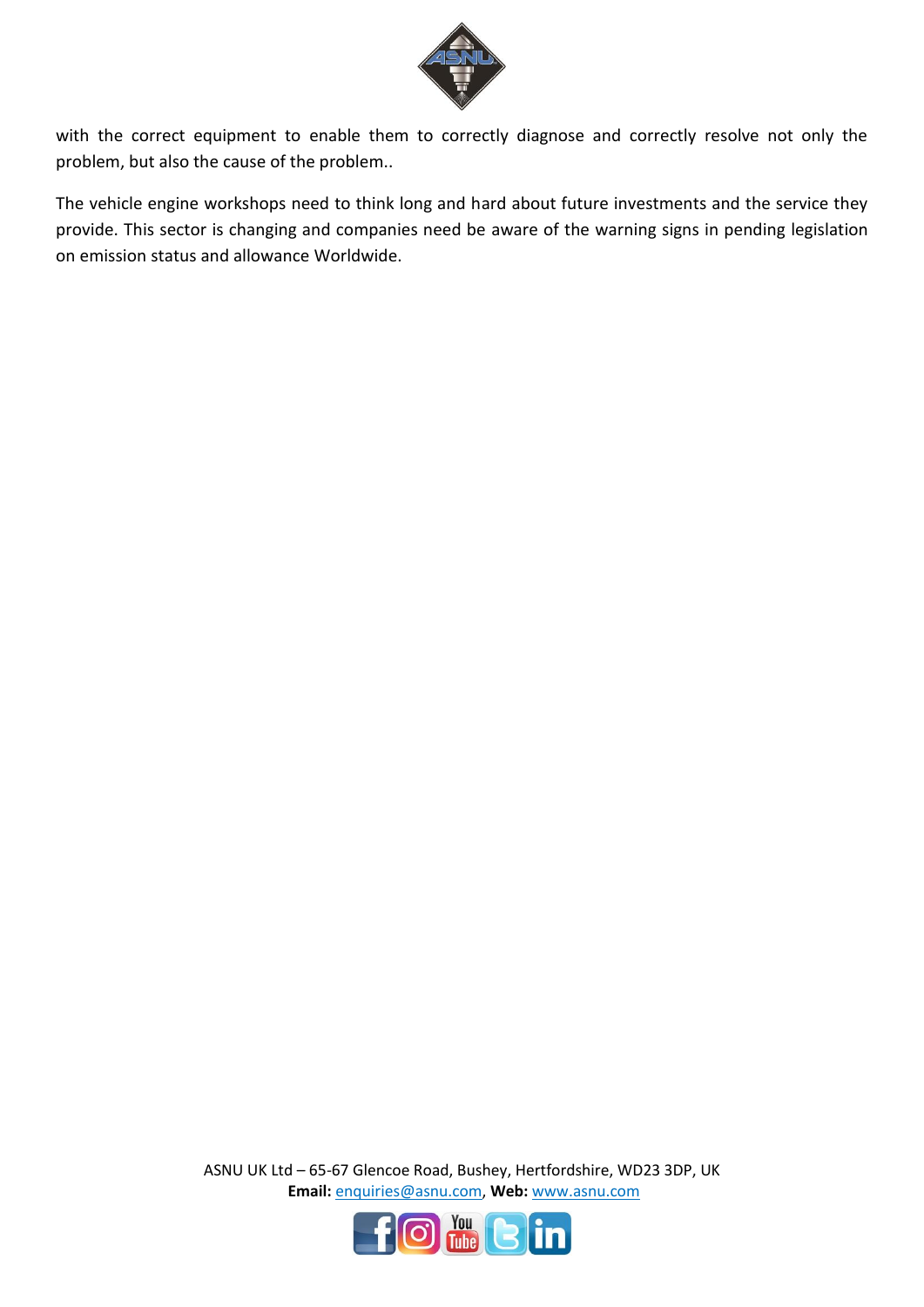with the correct equipment to enable them to correctly diagnose and correctly resolve not only the problem, but also the cause of the problem..

The vehicle engine workshops need to think long and hard about future investments and the service they provide. This sector is changing and companies need be aware of the warning signs in pending legislation on emission status and allowance Worldwide.